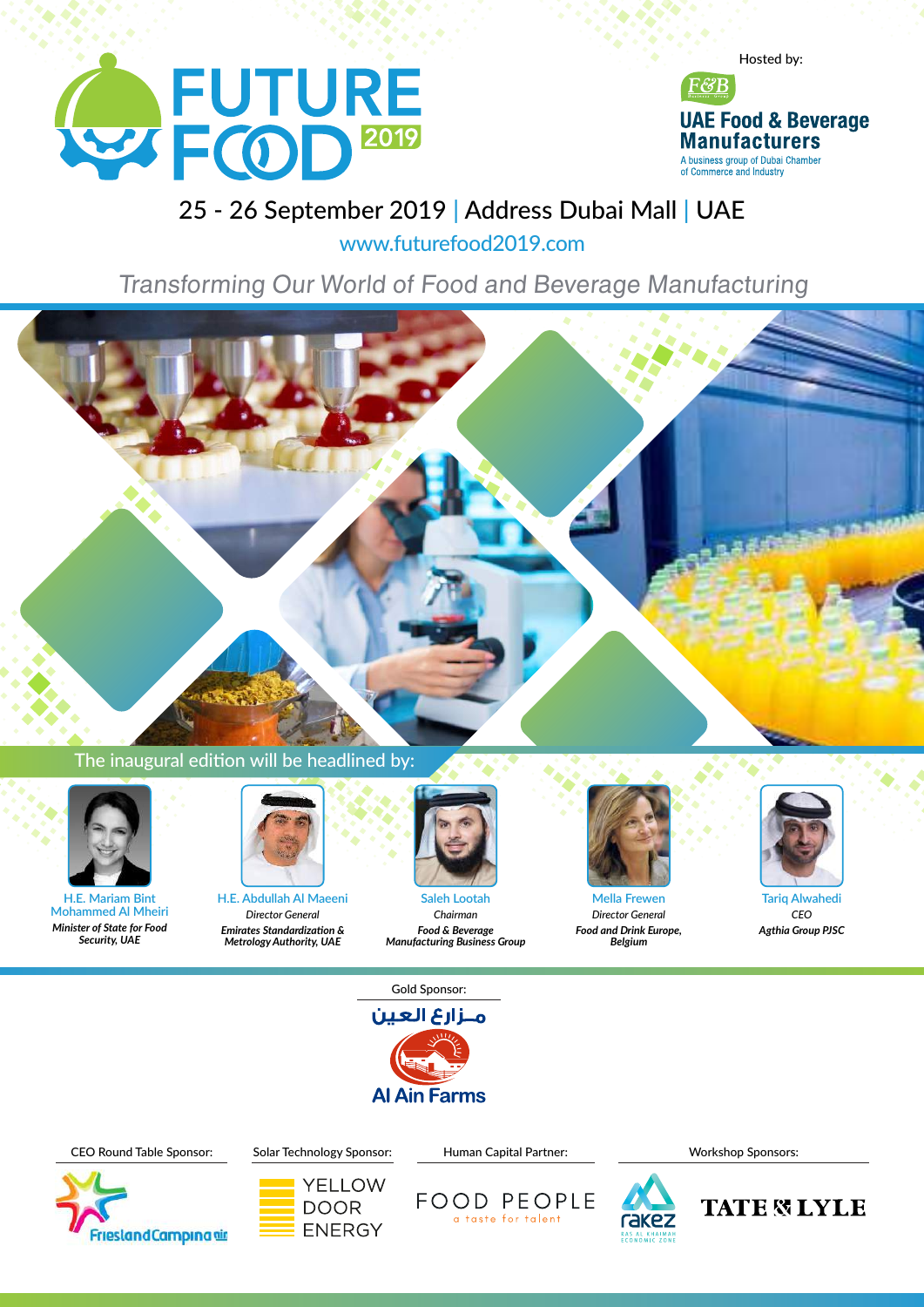# FUTURE FOOD 2019

Hosted by:

F&B Business Group

**UAE Food & Beverage Manufacturers**

A business group of Dubai Chamber of Commerce and Industry

## 25 - 26 September 2019 | Address Dubai Mall | UAE

www.futurefood2019.com

*Transforming Our World of Food and Beverage Manufacturing*

The inaugural edition will be headlined by:

H.E. Mariam Bint Mohammed Al Mheiri
***Minister of State for Food Security, UAE***

H.E. Abdullah Al Maeeni
*Director General*
***Emirates Standardization & Metrology Authority, UAE***

Saleh Lootah
*Chairman*
***Food & Beverage Manufacturing Business Group***

Mella Frewen
*Director General*
***Food and Drink Europe, Belgium***

Tariq Alwahedi
*CEO*
***Agthia Group PJSC***

Gold Sponsor:

مـزارع العين
Al Ain Farms

CEO Round Table Sponsor:
FrieslandCampina

Solar Technology Sponsor:
YELLOW DOOR ENERGY

Human Capital Partner:
FOOD PEOPLE
a taste for talent

Workshop Sponsors:
rakez RAS AL KHAIMAH ECONOMIC ZONE
TATE & LYLE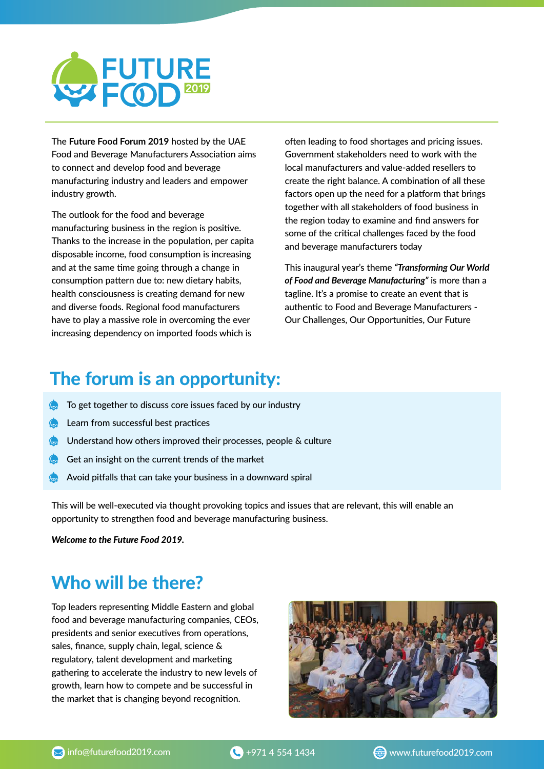# FUTURE FOOD 2019

The **Future Food Forum 2019** hosted by the UAE Food and Beverage Manufacturers Association aims to connect and develop food and beverage manufacturing industry and leaders and empower industry growth.

The outlook for the food and beverage manufacturing business in the region is positive. Thanks to the increase in the population, per capita disposable income, food consumption is increasing and at the same time going through a change in consumption pattern due to: new dietary habits, health consciousness is creating demand for new and diverse foods. Regional food manufacturers have to play a massive role in overcoming the ever increasing dependency on imported foods which is often leading to food shortages and pricing issues. Government stakeholders need to work with the local manufacturers and value-added resellers to create the right balance. A combination of all these factors open up the need for a platform that brings together with all stakeholders of food business in the region today to examine and find answers for some of the critical challenges faced by the food and beverage manufacturers today

This inaugural year's theme ***"Transforming Our World of Food and Beverage Manufacturing"*** is more than a tagline. It's a promise to create an event that is authentic to Food and Beverage Manufacturers - Our Challenges, Our Opportunities, Our Future

## The forum is an opportunity:

- To get together to discuss core issues faced by our industry
- Learn from successful best practices
- Understand how others improved their processes, people & culture
- Get an insight on the current trends of the market
- Avoid pitfalls that can take your business in a downward spiral

This will be well-executed via thought provoking topics and issues that are relevant, this will enable an opportunity to strengthen food and beverage manufacturing business.

***Welcome to the Future Food 2019.***

## Who will be there?

Top leaders representing Middle Eastern and global food and beverage manufacturing companies, CEOs, presidents and senior executives from operations, sales, finance, supply chain, legal, science & regulatory, talent development and marketing gathering to accelerate the industry to new levels of growth, learn how to compete and be successful in the market that is changing beyond recognition.

info@futurefood2019.com | +971 4 554 1434 | www.futurefood2019.com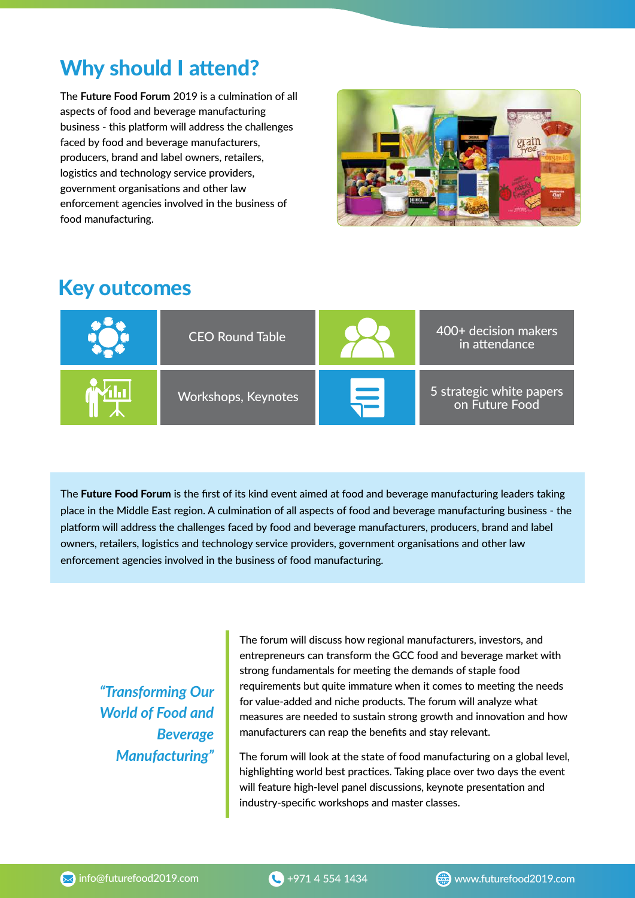## Why should I attend?

The **Future Food Forum** 2019 is a culmination of all aspects of food and beverage manufacturing business - this platform will address the challenges faced by food and beverage manufacturers, producers, brand and label owners, retailers, logistics and technology service providers, government organisations and other law enforcement agencies involved in the business of food manufacturing.

## Key outcomes

- CEO Round Table
- 400+ decision makers in attendance
- Workshops, Keynotes
- 5 strategic white papers on Future Food

The **Future Food Forum** is the first of its kind event aimed at food and beverage manufacturing leaders taking place in the Middle East region. A culmination of all aspects of food and beverage manufacturing business - the platform will address the challenges faced by food and beverage manufacturers, producers, brand and label owners, retailers, logistics and technology service providers, government organisations and other law enforcement agencies involved in the business of food manufacturing.

*"Transforming Our World of Food and Beverage Manufacturing"*

The forum will discuss how regional manufacturers, investors, and entrepreneurs can transform the GCC food and beverage market with strong fundamentals for meeting the demands of staple food requirements but quite immature when it comes to meeting the needs for value-added and niche products. The forum will analyze what measures are needed to sustain strong growth and innovation and how manufacturers can reap the benefits and stay relevant.

The forum will look at the state of food manufacturing on a global level, highlighting world best practices. Taking place over two days the event will feature high-level panel discussions, keynote presentation and industry-specific workshops and master classes.

info@futurefood2019.com | +971 4 554 1434 | www.futurefood2019.com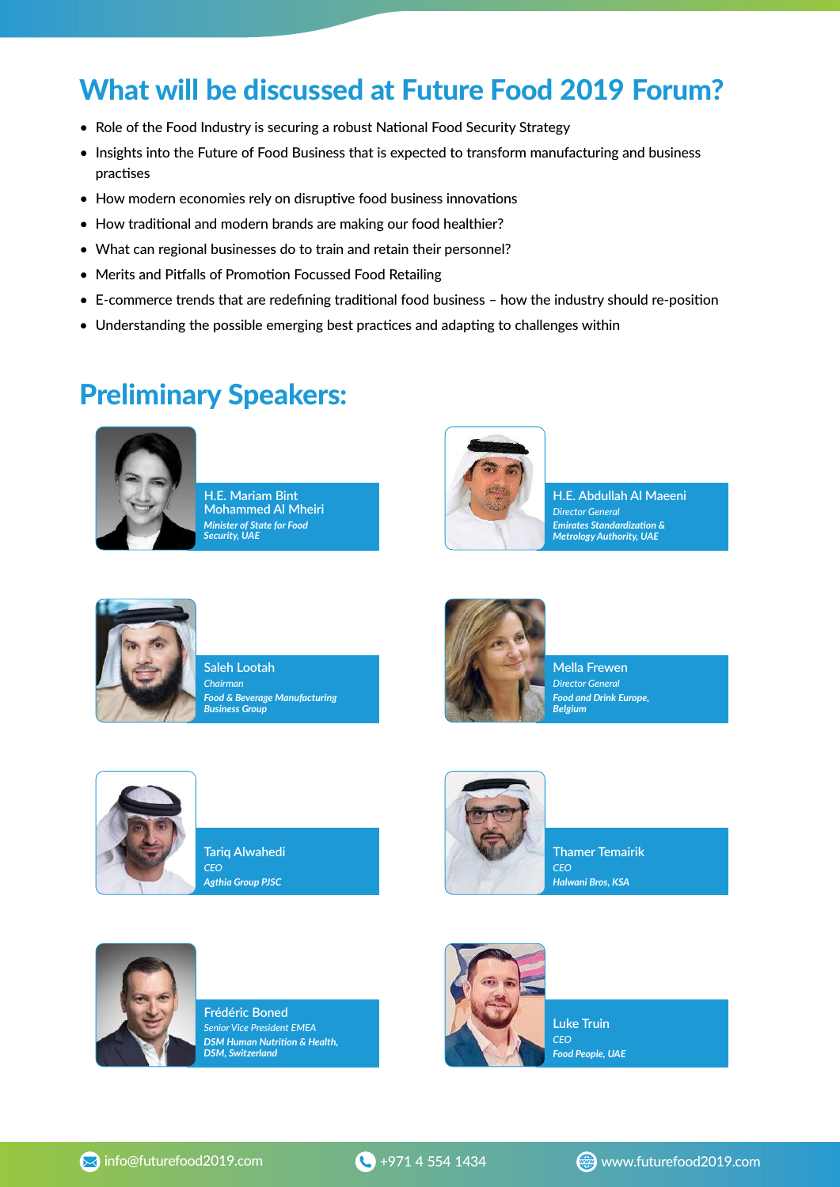## What will be discussed at Future Food 2019 Forum?

- Role of the Food Industry is securing a robust National Food Security Strategy
- Insights into the Future of Food Business that is expected to transform manufacturing and business practises
- How modern economies rely on disruptive food business innovations
- How traditional and modern brands are making our food healthier?
- What can regional businesses do to train and retain their personnel?
- Merits and Pitfalls of Promotion Focussed Food Retailing
- E-commerce trends that are redefining traditional food business – how the industry should re-position
- Understanding the possible emerging best practices and adapting to challenges within

## Preliminary Speakers:

**H.E. Mariam Bint Mohammed Al Mheiri**
*Minister of State for Food Security, UAE*

**H.E. Abdullah Al Maeeni**
*Director General*
*Emirates Standardization & Metrology Authority, UAE*

**Saleh Lootah**
*Chairman*
*Food & Beverage Manufacturing Business Group*

**Mella Frewen**
*Director General*
*Food and Drink Europe, Belgium*

**Tariq Alwahedi**
*CEO*
*Agthia Group PJSC*

**Thamer Temairik**
*CEO*
*Halwani Bros, KSA*

**Frédéric Boned**
*Senior Vice President EMEA*
*DSM Human Nutrition & Health, DSM, Switzerland*

**Luke Truin**
*CEO*
*Food People, UAE*

info@futurefood2019.com | +971 4 554 1434 | www.futurefood2019.com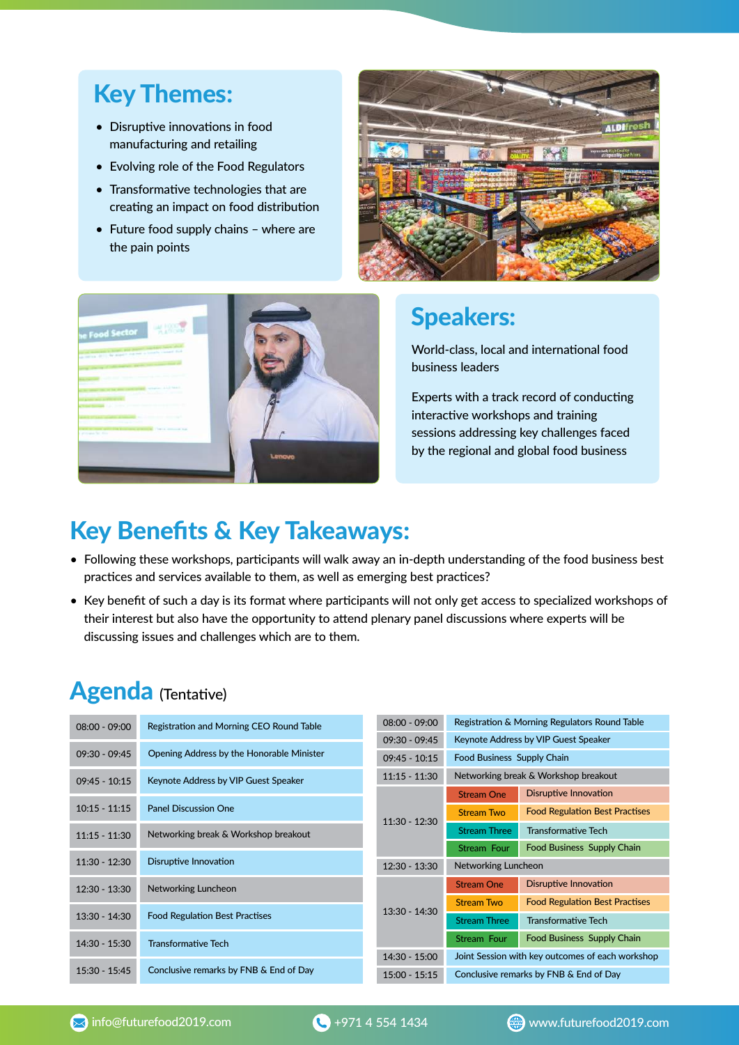## Key Themes:

- Disruptive innovations in food manufacturing and retailing
- Evolving role of the Food Regulators
- Transformative technologies that are creating an impact on food distribution
- Future food supply chains – where are the pain points

## Speakers:

World-class, local and international food business leaders

Experts with a track record of conducting interactive workshops and training sessions addressing key challenges faced by the regional and global food business

## Key Benefits & Key Takeaways:

- Following these workshops, participants will walk away an in-depth understanding of the food business best practices and services available to them, as well as emerging best practices?
- Key benefit of such a day is its format where participants will not only get access to specialized workshops of their interest but also have the opportunity to attend plenary panel discussions where experts will be discussing issues and challenges which are to them.

## Agenda (Tentative)

| Time | Session |
|---|---|
| 08:00 - 09:00 | Registration and Morning CEO Round Table |
| 09:30 - 09:45 | Opening Address by the Honorable Minister |
| 09:45 - 10:15 | Keynote Address by VIP Guest Speaker |
| 10:15 - 11:15 | Panel Discussion One |
| 11:15 - 11:30 | Networking break & Workshop breakout |
| 11:30 - 12:30 | Disruptive Innovation |
| 12:30 - 13:30 | Networking Luncheon |
| 13:30 - 14:30 | Food Regulation Best Practises |
| 14:30 - 15:30 | Transformative Tech |
| 15:30 - 15:45 | Conclusive remarks by FNB & End of Day |

| Time | Stream | Session |
|---|---|---|
| 08:00 - 09:00 | | Registration & Morning Regulators Round Table |
| 09:30 - 09:45 | | Keynote Address by VIP Guest Speaker |
| 09:45 - 10:15 | | Food Business Supply Chain |
| 11:15 - 11:30 | | Networking break & Workshop breakout |
| 11:30 - 12:30 | Stream One | Disruptive Innovation |
| | Stream Two | Food Regulation Best Practises |
| | Stream Three | Transformative Tech |
| | Stream Four | Food Business Supply Chain |
| 12:30 - 13:30 | | Networking Luncheon |
| 13:30 - 14:30 | Stream One | Disruptive Innovation |
| | Stream Two | Food Regulation Best Practises |
| | Stream Three | Transformative Tech |
| | Stream Four | Food Business Supply Chain |
| 14:30 - 15:00 | | Joint Session with key outcomes of each workshop |
| 15:00 - 15:15 | | Conclusive remarks by FNB & End of Day |

info@futurefood2019.com | +971 4 554 1434 | www.futurefood2019.com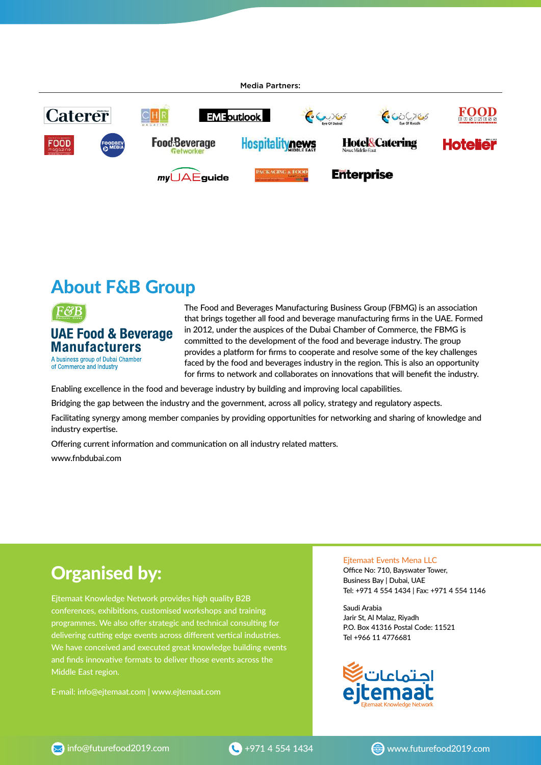Media Partners:

Caterer · CHR Magazine · EME outlook · Eye Of Dubai · Eye Of Riyadh · FOOD BUSINESS · FOOD magazine · FOODBEV MEDIA · Food&Beverage Networker · Hospitality news MIDDLE EAST · Hotel&Catering News Middle East · Hotelier · myUAEguide · PACKAGING & FOOD · Enterprise

## About F&B Group

**F&B**

**UAE Food & Beverage Manufacturers**

A business group of Dubai Chamber of Commerce and Industry

The Food and Beverages Manufacturing Business Group (FBMG) is an association that brings together all food and beverage manufacturing firms in the UAE. Formed in 2012, under the auspices of the Dubai Chamber of Commerce, the FBMG is committed to the development of the food and beverage industry. The group provides a platform for firms to cooperate and resolve some of the key challenges faced by the food and beverages industry in the region. This is also an opportunity for firms to network and collaborates on innovations that will benefit the industry.

Enabling excellence in the food and beverage industry by building and improving local capabilities.

Bridging the gap between the industry and the government, across all policy, strategy and regulatory aspects.

Facilitating synergy among member companies by providing opportunities for networking and sharing of knowledge and industry expertise.

Offering current information and communication on all industry related matters.

www.fnbdubai.com

## Organised by:

Ejtemaat Knowledge Network provides high quality B2B conferences, exhibitions, customised workshops and training programmes. We also offer strategic and technical consulting for delivering cutting edge events across different vertical industries. We have conceived and executed great knowledge building events and finds innovative formats to deliver those events across the Middle East region.

E-mail: info@ejtemaat.com | www.ejtemaat.com

Ejtemaat Events Mena LLC
Office No: 710, Bayswater Tower,
Business Bay | Dubai, UAE
Tel: +971 4 554 1434 | Fax: +971 4 554 1146

Saudi Arabia
Jarir St, Al Malaz, Riyadh
P.O. Box 41316 Postal Code: 11521
Tel +966 11 4776681

اجتماعات
ejtemaat
Ejtemaat Knowledge Network

info@futurefood2019.com | +971 4 554 1434 | www.futurefood2019.com